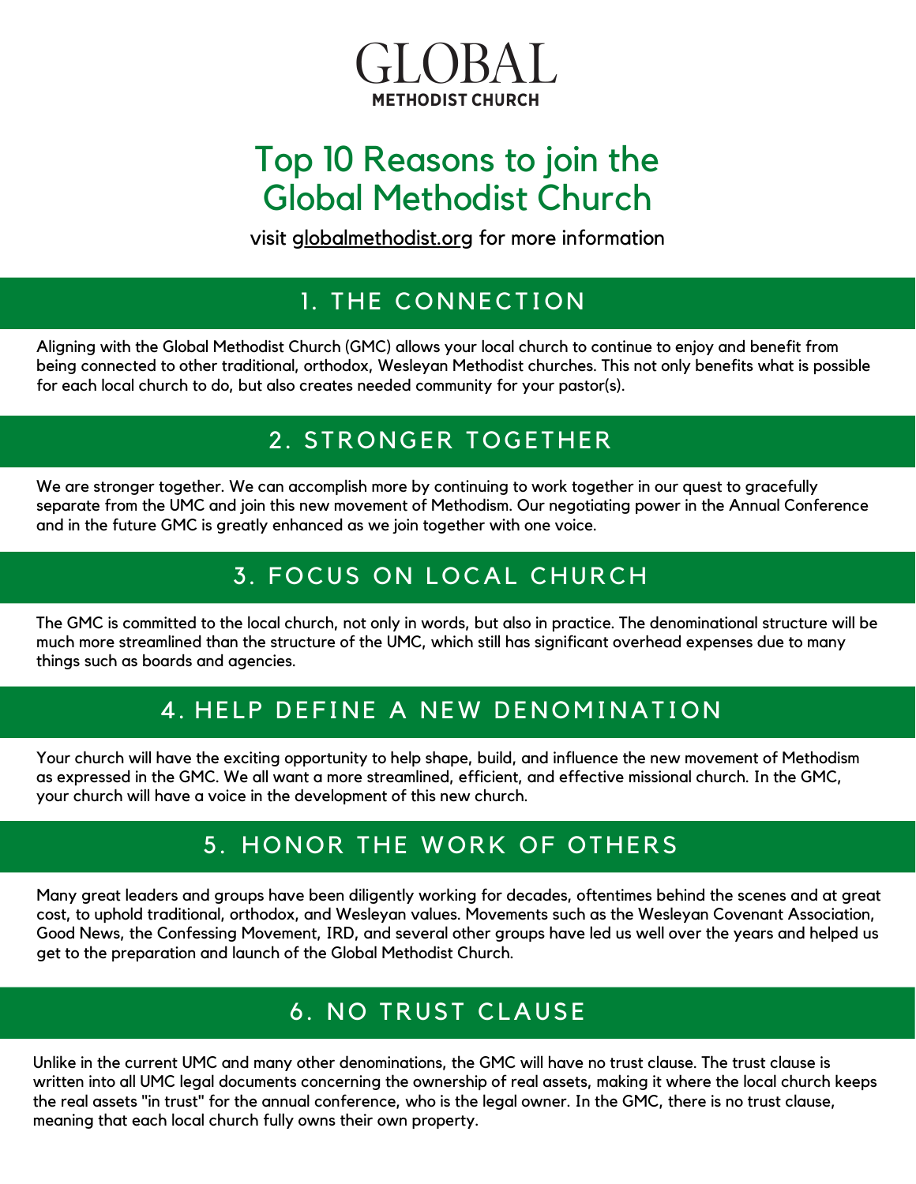GLOBAL

**METHODIST CHURCH**

# Top 10 Reasons to join the Global Methodist Church

visit globalmethodist.org for more information

## 1. THE CONNECTION

Aligning with the Global Methodist Church (GMC) allows your local church to continue to enjoy and benefit from being connected to other traditional, orthodox, Wesleyan Methodist churches. This not only benefits what is possible for each local church to do, but also creates needed community for your pastor(s).

## 2. STRONGER TOGETHER

We are stronger together. We can accomplish more by continuing to work together in our quest to gracefully separate from the UMC and join this new movement of Methodism. Our negotiating power in the Annual Conference and in the future GMC is greatly enhanced as we join together with one voice.

## 3. FOCUS ON LOCAL CHURCH

The GMC is committed to the local church, not only in words, but also in practice. The denominational structure will be much more streamlined than the structure of the UMC, which still has significant overhead expenses due to many things such as boards and agencies.

## 4. HELP DEFINE A NEW DENOMINATION

Your church will have the exciting opportunity to help shape, build, and influence the new movement of Methodism as expressed in the GMC. We all want a more streamlined, efficient, and effective missional church. In the GMC, your church will have a voice in the development of this new church.

## 5. HONOR THE WORK OF OTHERS

Many great leaders and groups have been diligently working for decades, oftentimes behind the scenes and at great cost, to uphold traditional, orthodox, and Wesleyan values. Movements such as the Wesleyan Covenant Association, Good News, the Confessing Movement, IRD, and several other groups have led us well over the years and helped us get to the preparation and launch of the Global Methodist Church.

## 6. NO TRUST CLAUSE

Unlike in the current UMC and many other denominations, the GMC will have no trust clause. The trust clause is written into all UMC legal documents concerning the ownership of real assets, making it where the local church keeps the real assets "in trust" for the annual conference, who is the legal owner. In the GMC, there is no trust clause, meaning that each local church fully owns their own property.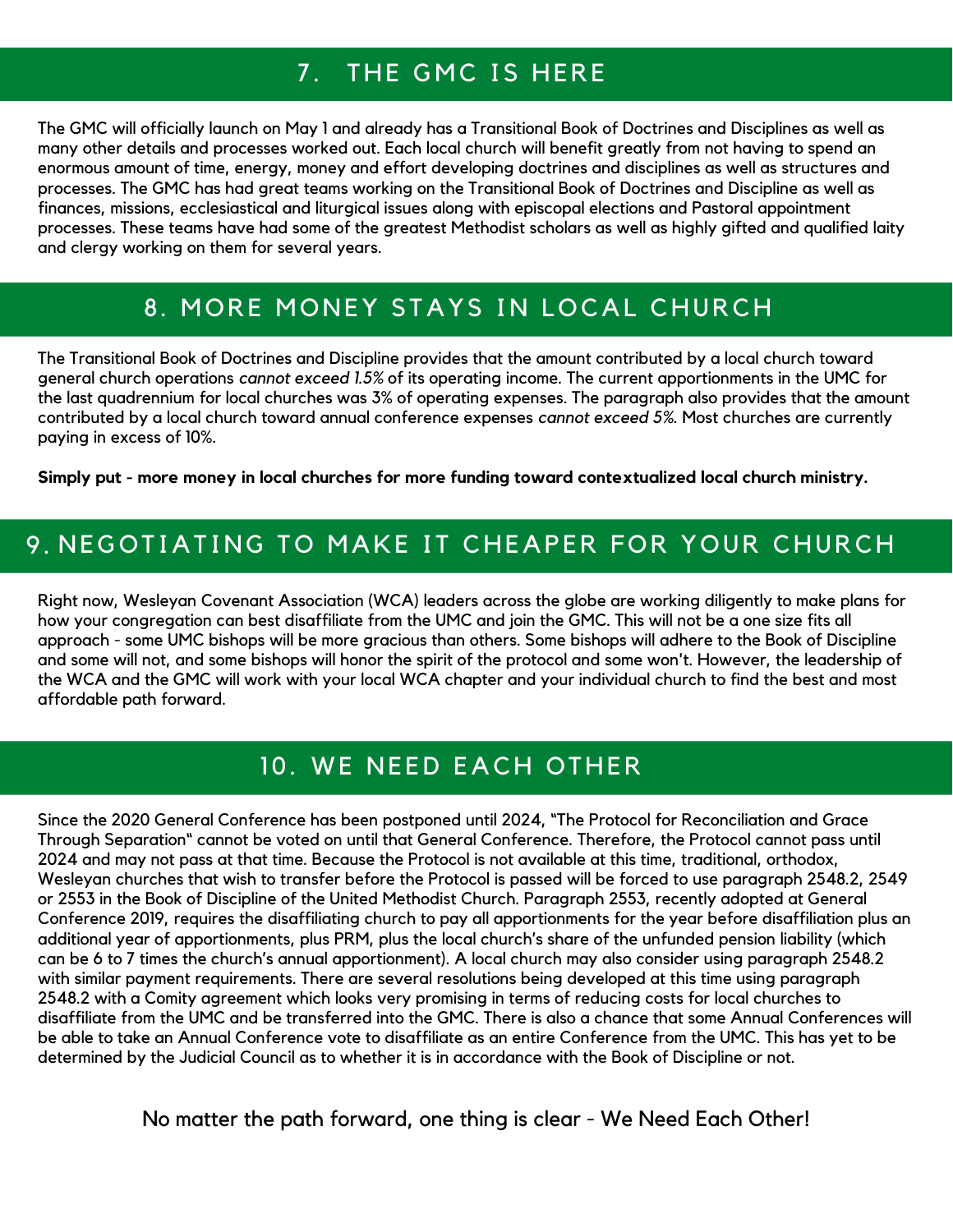## 7. THE GMC IS HERE

The GMC will officially launch on May 1 and already has a Transitional Book of Doctrines and Disciplines as well as many other details and processes worked out. Each local church will benefit greatly from not having to spend an enormous amount of time, energy, money and effort developing doctrines and disciplines as well as structures and processes. The GMC has had great teams working on the Transitional Book of Doctrines and Discipline as well as finances, missions, ecclesiastical and liturgical issues along with episcopal elections and Pastoral appointment processes. These teams have had some of the greatest Methodist scholars as well as highly gifted and qualified laity and clergy working on them for several years.

## 8. MORE MONEY STAYS IN LOCAL CHURCH

The Transitional Book of Doctrines and Discipline provides that the amount contributed by a local church toward general church operations *cannot exceed 1.5%* of its operating income. The current apportionments in the UMC for the last quadrennium for local churches was 3% of operating expenses. The paragraph also provides that the amount contributed by a local church toward annual conference expenses *cannot exceed 5%.* Most churches are currently paying in excess of 10%.

**Simply put - more money in local churches for more funding toward contextualized local church ministry.**

## 9. NEGOTIATING TO MAKE IT CHEAPER FOR YOUR CHURCH

Right now, Wesleyan Covenant Association (WCA) leaders across the globe are working diligently to make plans for how your congregation can best disaffiliate from the UMC and join the GMC. This will not be a one size fits all approach - some UMC bishops will be more gracious than others. Some bishops will adhere to the Book of Discipline and some will not, and some bishops will honor the spirit of the protocol and some won't. However, the leadership of the WCA and the GMC will work with your local WCA chapter and your individual church to find the best and most affordable path forward.

## 10. WE NEED EACH OTHER

Since the 2020 General Conference has been postponed until 2024, "The Protocol for Reconciliation and Grace Through Separation" cannot be voted on until that General Conference. Therefore, the Protocol cannot pass until 2024 and may not pass at that time. Because the Protocol is not available at this time, traditional, orthodox, Wesleyan churches that wish to transfer before the Protocol is passed will be forced to use paragraph 2548.2, 2549 or 2553 in the Book of Discipline of the United Methodist Church. Paragraph 2553, recently adopted at General Conference 2019, requires the disaffiliating church to pay all apportionments for the year before disaffiliation plus an additional year of apportionments, plus PRM, plus the local church's share of the unfunded pension liability (which can be 6 to 7 times the church's annual apportionment). A local church may also consider using paragraph 2548.2 with similar payment requirements. There are several resolutions being developed at this time using paragraph 2548.2 with a Comity agreement which looks very promising in terms of reducing costs for local churches to disaffiliate from the UMC and be transferred into the GMC. There is also a chance that some Annual Conferences will be able to take an Annual Conference vote to disaffiliate as an entire Conference from the UMC. This has yet to be determined by the Judicial Council as to whether it is in accordance with the Book of Discipline or not.

No matter the path forward, one thing is clear - We Need Each Other!